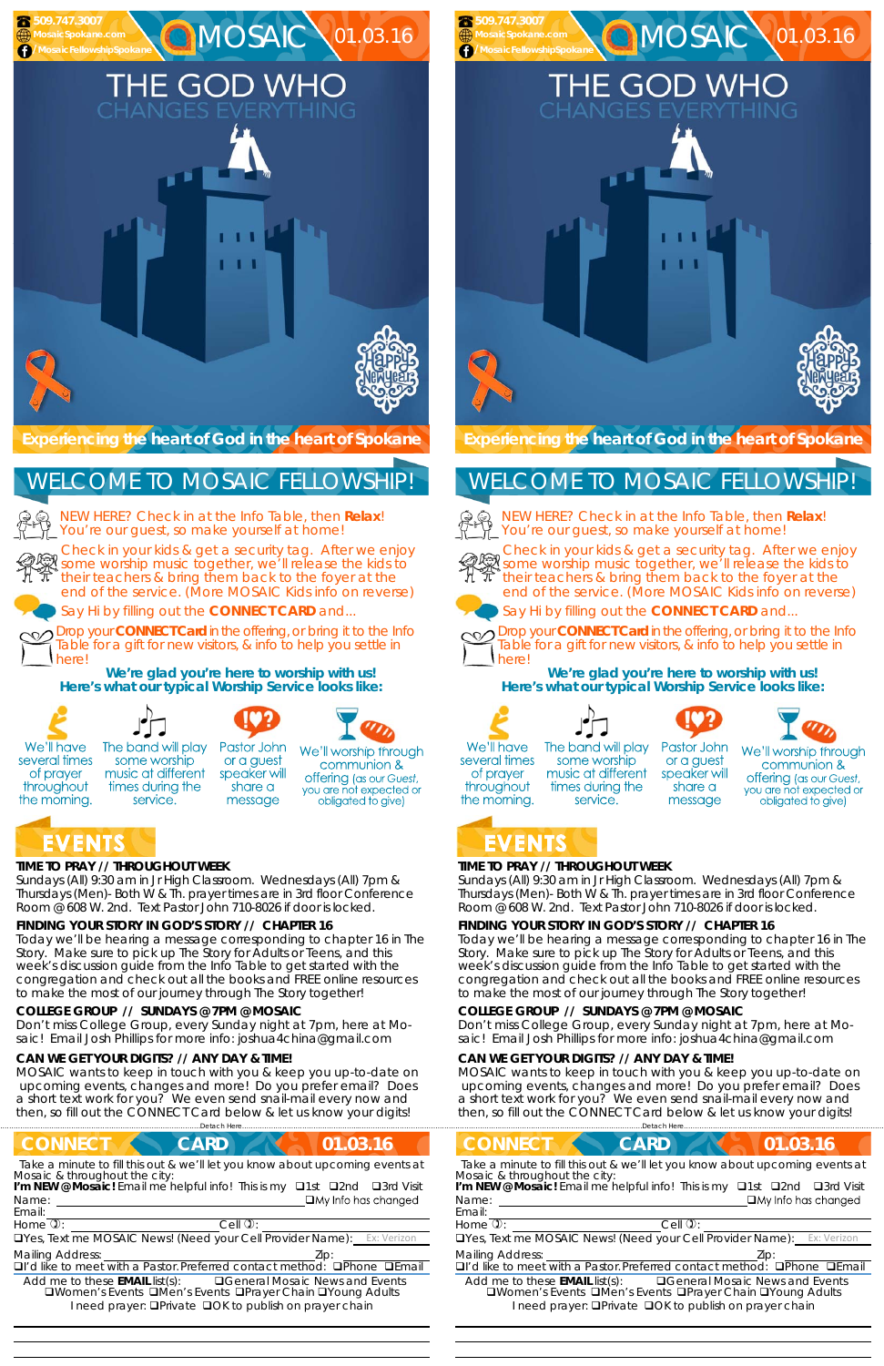509.747.3007
MosaicSpokane.com
/MosaicFellowshipSpokane

# MOSAIC 01.03.16

# THE GOD WHO CHANGES EVERYTHING

Happy New Year

**Experiencing the heart of God in the heart of Spokane**

## WELCOME TO MOSAIC FELLOWSHIP!

NEW HERE? Check in at the Info Table, then **Relax**! You're our guest, so make yourself at home!

Check in your kids & get a security tag. After we enjoy some worship music together, we'll release the kids to their teachers & bring them back to the foyer at the end of the service. (More MOSAIC Kids info on reverse)

Say Hi by filling out the **CONNECT CARD** and...

Drop your **CONNECT Card** in the offering, or bring it to the Info Table for a gift for new visitors, & info to help you settle in here!

**We're glad you're here to worship with us!**
**Here's what our typical Worship Service looks like:**

We'll have several times of prayer throughout the morning.

The band will play some worship music at different times during the service.

Pastor John or a guest speaker will share a message

We'll worship through communion & offering (as our Guest, you are not expected or obligated to give)

## EVENTS

**TIME TO PRAY // THROUGHOUT WEEK**
Sundays (All) 9:30 am in Jr High Classroom. Wednesdays (All) 7pm & Thursdays (Men)- Both W & Th. prayer times are in 3rd floor Conference Room @ 608 W. 2nd. Text Pastor John 710-8026 if door is locked.

**FINDING YOUR STORY IN GOD'S STORY // CHAPTER 16**
Today we'll be hearing a message corresponding to chapter 16 in The Story. Make sure to pick up The Story for Adults or Teens, and this week's discussion guide from the Info Table to get started with the congregation and check out all the books and FREE online resources to make the most of our journey through The Story together!

**COLLEGE GROUP // SUNDAYS @ 7PM @ MOSAIC**
Don't miss College Group, every Sunday night at 7pm, here at Mosaic! Email Josh Phillips for more info: joshua4china@gmail.com

**CAN WE GET YOUR DIGITS? // ANY DAY & TIME!**
MOSAIC wants to keep in touch with you & keep you up-to-date on upcoming events, changes and more! Do you prefer email? Does a text work for you? We even send snail-mail every now and then, so fill out the CONNECT Card below & let us know your digits!

Detach Here

## CONNECT CARD 01.03.16

Take a minute to fill this out & we'll let you know about upcoming events at Mosaic & throughout the city:
**I'm NEW @ Mosaic!** Email me helpful info! This is my ❑1st ❑2nd ❑3rd Visit
Name: ______ ❑My Info has changed
Email: ______
Home: ______ Cell: ______
❑Yes, Text me MOSAIC News! (Need your Cell Provider Name): Ex: Verizon
Mailing Address: ______ Zip: ______
❑I'd like to meet with a Pastor. Preferred contact method: ❑Phone ❑Email
Add me to these **EMAIL** list(s): ❑General Mosaic News and Events ❑Women's Events ❑Men's Events ❑Prayer Chain ❑Young Adults
I need prayer: ❑Private ❑OK to publish on prayer chain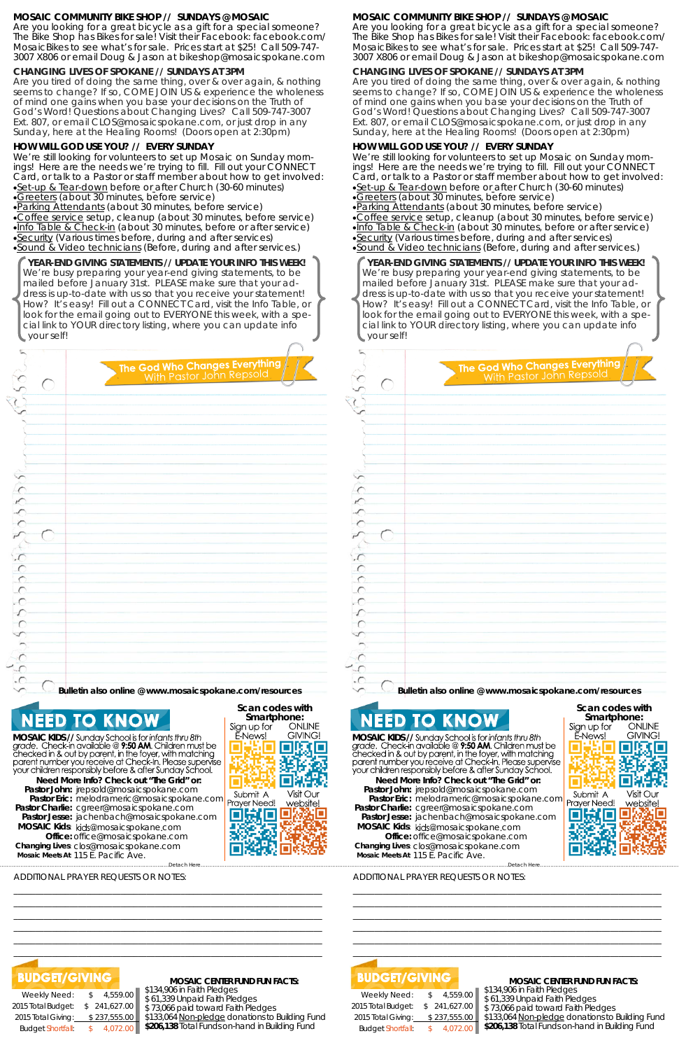**MOSAIC COMMUNITY BIKE SHOP // SUNDAYS @ MOSAIC**
Are you looking for a great bicycle as a gift for a special someone? The Bike Shop has Bikes for sale! Visit their Facebook: facebook.com/MosaicBikes to see what's for sale. Prices start at $25! Call 509-747-3007 X806 or email Doug & Jason at bikeshop@mosaicspokane.com

**CHANGING LIVES OF SPOKANE // SUNDAYS AT 3PM**
Are you tired of doing the same thing, over & over again, & nothing seems to change? If so, COME JOIN US & experience the wholeness of mind one gains when you base your decisions on the Truth of God's Word! Questions about Changing Lives? Call 509-747-3007 Ext. 807, or email CLOS@mosaicspokane.com, or just drop in any Sunday, here at the Healing Rooms! (Doors open at 2:30pm)

**HOW WILL GOD USE YOU? // EVERY SUNDAY**
We're still looking for volunteers to set up Mosaic on Sunday mornings! Here are the needs we're trying to fill. Fill out your CONNECT Card, or talk to a Pastor or staff member about how to get involved:
- Set-up & Tear-down before or after Church (30-60 minutes)
- Greeters (about 30 minutes, before service)
- Parking Attendants (about 30 minutes, before service)
- Coffee service setup, cleanup (about 30 minutes, before service)
- Info Table & Check-in (about 30 minutes, before or after service)
- Security (Various times before, during and after services)
- Sound & Video technicians (Before, during and after services.)

**YEAR-END GIVING STATEMENTS // UPDATE YOUR INFO THIS WEEK!**
We're busy preparing your year-end giving statements, to be mailed before January 31st. PLEASE make sure that your address is up-to-date with us so that you receive your statement! How? It's easy! Fill out a CONNECT Card, visit the Info Table, or look for the email going out to EVERYONE this week, with a special link to YOUR directory listing, where you can update info yourself!

**The God Who Changes Everything**
With Pastor John Repsold

Bulletin also online @ www.mosaicspokane.com/resources

## NEED TO KNOW

**MOSAIC KIDS //** Sunday School is for *infants thru 8th grade*. Check-in available @ **9:50 AM**. Children must be checked in & out by parent, in the foyer, with matching parent number you receive at Check-In. Please supervise your children responsibly before & after Sunday School.

**Need More Info? Check out "The Grid" or:**
**Pastor John:** jrepsold@mosaicspokane.com
**Pastor Eric:** melodrameric@mosaicspokane.com
**Pastor Charlie:** cgreer@mosaicspokane.com
**Pastor Jesse:** jachenbach@mosaicspokane.com
**MOSAIC Kids:** kids@mosaicspokane.com
**Office:** office@mosaicspokane.com
**Changing Lives:** clos@mosaicspokane.com
**Mosaic Meets At:** 115 E. Pacific Ave.

**Scan codes with Smartphone:**
Sign up for E-News! | ONLINE GIVING! | Submit A Prayer Need! | Visit Our website!

Detach Here

ADDITIONAL PRAYER REQUESTS OR NOTES:

## BUDGET/GIVING

| | |
|---|---|
| Weekly Need: | $ 4,559.00 |
| 2015 Total Budget: | $ 241,627.00 |
| 2015 Total Giving: | $ 237,555.00 |
| Budget Shortfall: | $ 4,072.00 |

**MOSAIC CENTER FUND FUN FACTS:**
$134,906 in Faith Pledges
$ 61,339 Unpaid Faith Pledges
$ 73,066 paid toward Faith Pledges
$133,064 Non-pledge donations to Building Fund
**$206,138** Total Funds on-hand in Building Fund